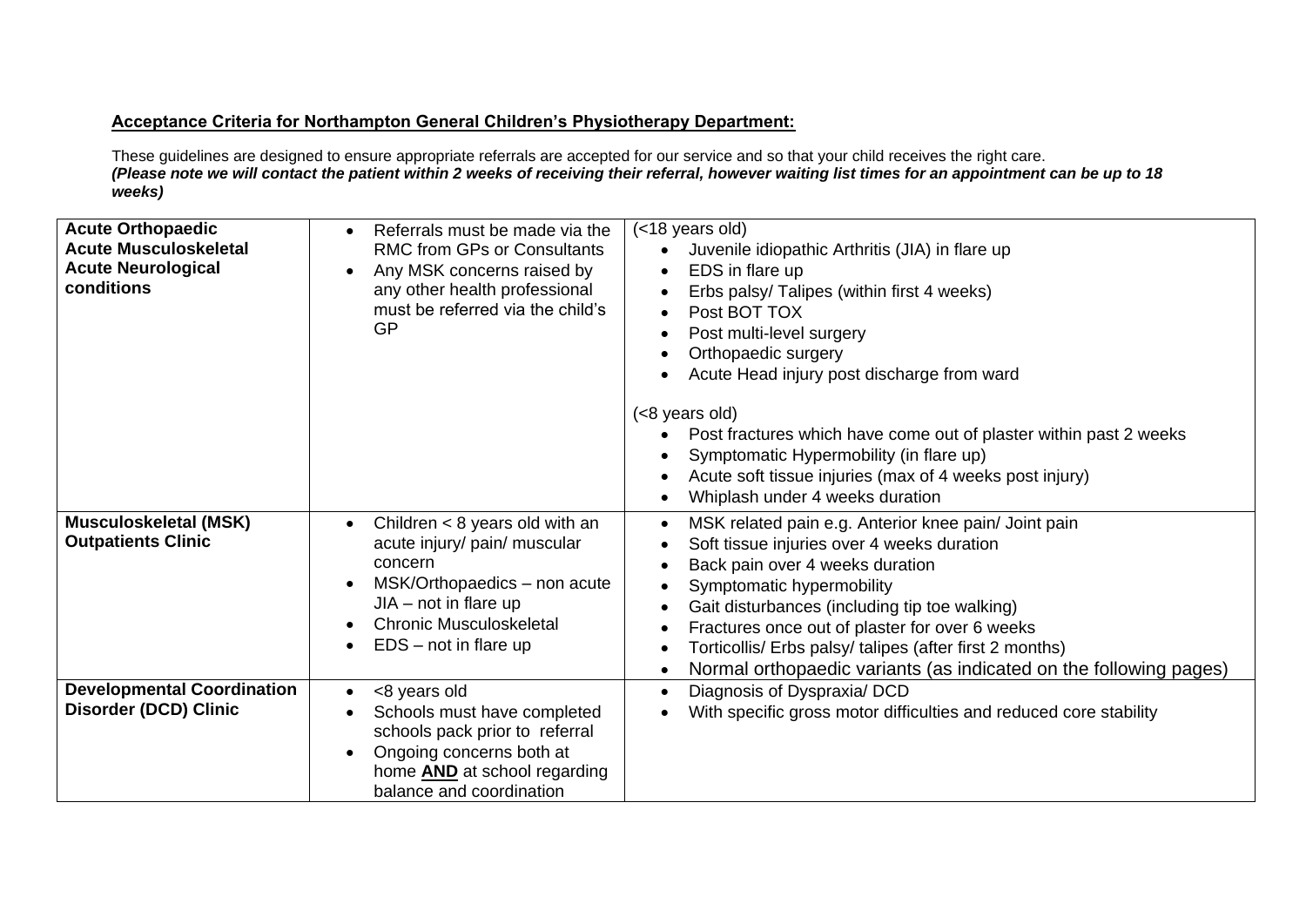**Acceptance Criteria for Northampton General Children's Physiotherapy Department:**

These guidelines are designed to ensure appropriate referrals are accepted for our service and so that your child receives the right care.
***(Please note we will contact the patient within 2 weeks of receiving their referral, however waiting list times for an appointment can be up to 18 weeks)***

| | | |
|---|---|---|
| **Acute Orthopaedic**<br>**Acute Musculoskeletal**<br>**Acute Neurological conditions** | • Referrals must be made via the RMC from GPs or Consultants<br>• Any MSK concerns raised by any other health professional must be referred via the child's GP | (<18 years old)<br>• Juvenile idiopathic Arthritis (JIA) in flare up<br>• EDS in flare up<br>• Erbs palsy/ Talipes (within first 4 weeks)<br>• Post BOT TOX<br>• Post multi-level surgery<br>• Orthopaedic surgery<br>• Acute Head injury post discharge from ward<br><br>(<8 years old)<br>• Post fractures which have come out of plaster within past 2 weeks<br>• Symptomatic Hypermobility (in flare up)<br>• Acute soft tissue injuries (max of 4 weeks post injury)<br>• Whiplash under 4 weeks duration |
| **Musculoskeletal (MSK) Outpatients Clinic** | • Children < 8 years old with an acute injury/ pain/ muscular concern<br>• MSK/Orthopaedics – non acute JIA – not in flare up<br>• Chronic Musculoskeletal<br>• EDS – not in flare up | • MSK related pain e.g. Anterior knee pain/ Joint pain<br>• Soft tissue injuries over 4 weeks duration<br>• Back pain over 4 weeks duration<br>• Symptomatic hypermobility<br>• Gait disturbances (including tip toe walking)<br>• Fractures once out of plaster for over 6 weeks<br>• Torticollis/ Erbs palsy/ talipes (after first 2 months)<br>• Normal orthopaedic variants (as indicated on the following pages) |
| **Developmental Coordination Disorder (DCD) Clinic** | • <8 years old<br>• Schools must have completed schools pack prior to referral<br>• Ongoing concerns both at home **AND** at school regarding balance and coordination | • Diagnosis of Dyspraxia/ DCD<br>• With specific gross motor difficulties and reduced core stability |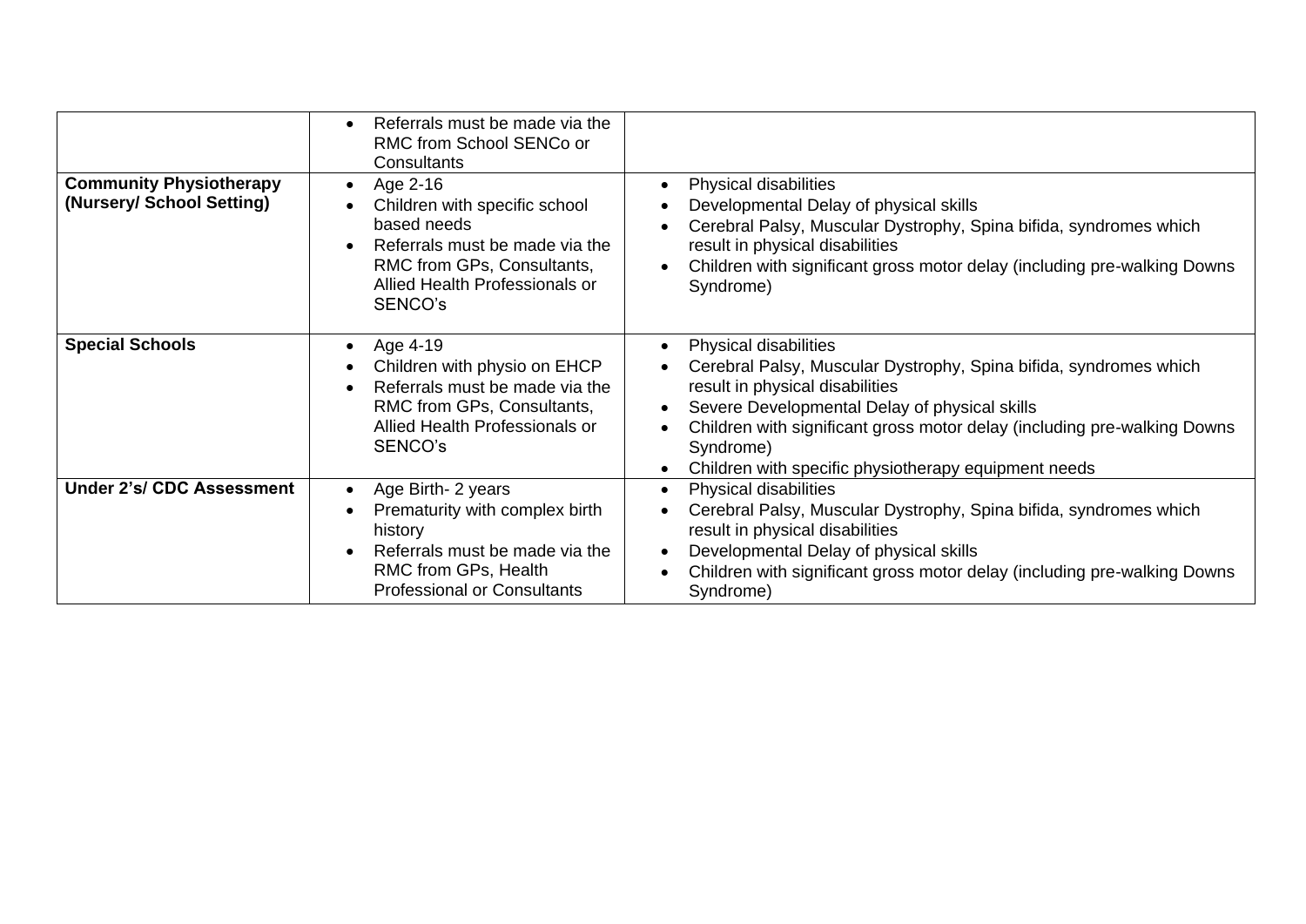| | | |
|---|---|---|
| | • Referrals must be made via the RMC from School SENCo or Consultants | |
| **Community Physiotherapy (Nursery/ School Setting)** | • Age 2-16<br>• Children with specific school based needs<br>• Referrals must be made via the RMC from GPs, Consultants, Allied Health Professionals or SENCO's | • Physical disabilities<br>• Developmental Delay of physical skills<br>• Cerebral Palsy, Muscular Dystrophy, Spina bifida, syndromes which result in physical disabilities<br>• Children with significant gross motor delay (including pre-walking Downs Syndrome) |
| **Special Schools** | • Age 4-19<br>• Children with physio on EHCP<br>• Referrals must be made via the RMC from GPs, Consultants, Allied Health Professionals or SENCO's | • Physical disabilities<br>• Cerebral Palsy, Muscular Dystrophy, Spina bifida, syndromes which result in physical disabilities<br>• Severe Developmental Delay of physical skills<br>• Children with significant gross motor delay (including pre-walking Downs Syndrome)<br>• Children with specific physiotherapy equipment needs |
| **Under 2's/ CDC Assessment** | • Age Birth- 2 years<br>• Prematurity with complex birth history<br>• Referrals must be made via the RMC from GPs, Health Professional or Consultants | • Physical disabilities<br>• Cerebral Palsy, Muscular Dystrophy, Spina bifida, syndromes which result in physical disabilities<br>• Developmental Delay of physical skills<br>• Children with significant gross motor delay (including pre-walking Downs Syndrome) |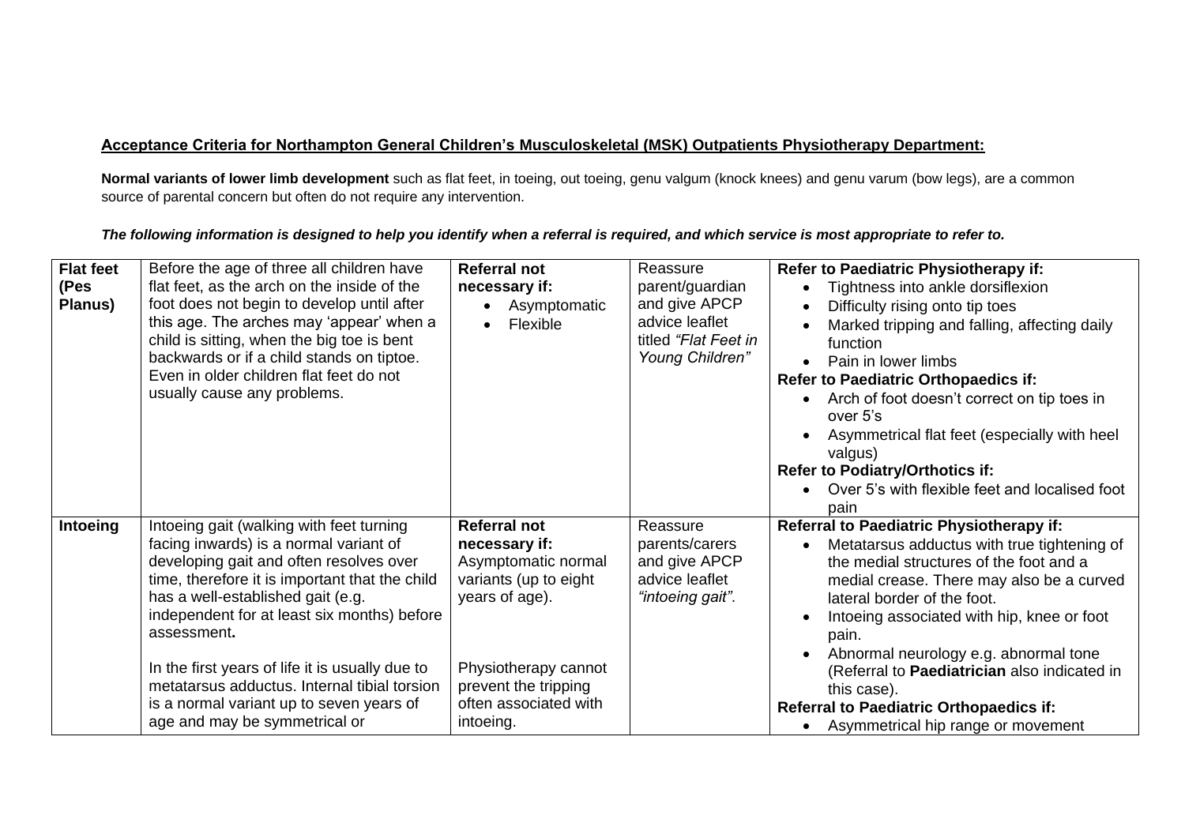**<u>Acceptance Criteria for Northampton General Children's Musculoskeletal (MSK) Outpatients Physiotherapy Department:</u>**

**Normal variants of lower limb development** such as flat feet, in toeing, out toeing, genu valgum (knock knees) and genu varum (bow legs), are a common source of parental concern but often do not require any intervention.

***The following information is designed to help you identify when a referral is required, and which service is most appropriate to refer to.***

| | | | | |
|---|---|---|---|---|
| **Flat feet (Pes Planus)** | Before the age of three all children have flat feet, as the arch on the inside of the foot does not begin to develop until after this age. The arches may 'appear' when a child is sitting, when the big toe is bent backwards or if a child stands on tiptoe. Even in older children flat feet do not usually cause any problems. | **Referral not necessary if:**<br>• Asymptomatic<br>• Flexible | Reassure parent/guardian and give APCP advice leaflet titled *"Flat Feet in Young Children"* | **Refer to Paediatric Physiotherapy if:**<br>• Tightness into ankle dorsiflexion<br>• Difficulty rising onto tip toes<br>• Marked tripping and falling, affecting daily function<br>• Pain in lower limbs<br>**Refer to Paediatric Orthopaedics if:**<br>• Arch of foot doesn't correct on tip toes in over 5's<br>• Asymmetrical flat feet (especially with heel valgus)<br>**Refer to Podiatry/Orthotics if:**<br>• Over 5's with flexible feet and localised foot pain |
| **Intoeing** | Intoeing gait (walking with feet turning facing inwards) is a normal variant of developing gait and often resolves over time, therefore it is important that the child has a well-established gait (e.g. independent for at least six months) before assessment**.**<br><br>In the first years of life it is usually due to metatarsus adductus. Internal tibial torsion is a normal variant up to seven years of age and may be symmetrical or | **Referral not necessary if:**<br>Asymptomatic normal variants (up to eight years of age).<br><br>Physiotherapy cannot prevent the tripping often associated with intoeing. | Reassure parents/carers and give APCP advice leaflet *"intoeing gait"*. | **Referral to Paediatric Physiotherapy if:**<br>• Metatarsus adductus with true tightening of the medial structures of the foot and a medial crease. There may also be a curved lateral border of the foot.<br>• Intoeing associated with hip, knee or foot pain.<br>• Abnormal neurology e.g. abnormal tone (Referral to **Paediatrician** also indicated in this case).<br>**Referral to Paediatric Orthopaedics if:**<br>• Asymmetrical hip range or movement |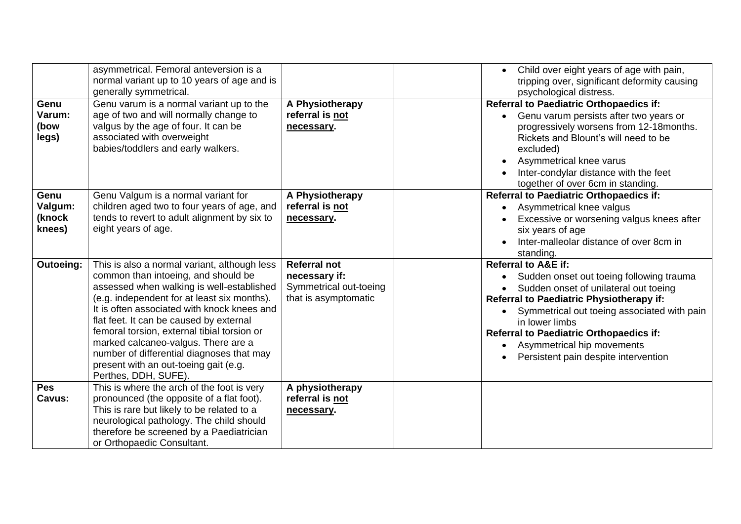| | | | | |
|---|---|---|---|---|
| | asymmetrical. Femoral anteversion is a normal variant up to 10 years of age and is generally symmetrical. | | | • Child over eight years of age with pain, tripping over, significant deformity causing psychological distress. |
| **Genu Varum: (bow legs)** | Genu varum is a normal variant up to the age of two and will normally change to valgus by the age of four. It can be associated with overweight babies/toddlers and early walkers. | **A Physiotherapy referral is not necessary.** | | **Referral to Paediatric Orthopaedics if:**<br>• Genu varum persists after two years or progressively worsens from 12-18months. Rickets and Blount's will need to be excluded)<br>• Asymmetrical knee varus<br>• Inter-condylar distance with the feet together of over 6cm in standing. |
| **Genu Valgum: (knock knees)** | Genu Valgum is a normal variant for children aged two to four years of age, and tends to revert to adult alignment by six to eight years of age. | **A Physiotherapy referral is not necessary.** | | **Referral to Paediatric Orthopaedics if:**<br>• Asymmetrical knee valgus<br>• Excessive or worsening valgus knees after six years of age<br>• Inter-malleolar distance of over 8cm in standing. |
| **Outoeing:** | This is also a normal variant, although less common than intoeing, and should be assessed when walking is well-established (e.g. independent for at least six months). It is often associated with knock knees and flat feet. It can be caused by external femoral torsion, external tibial torsion or marked calcaneo-valgus. There are a number of differential diagnoses that may present with an out-toeing gait (e.g. Perthes, DDH, SUFE). | **Referral not necessary if:**<br>Symmetrical out-toeing that is asymptomatic | | **Referral to A&E if:**<br>• Sudden onset out toeing following trauma<br>• Sudden onset of unilateral out toeing<br>**Referral to Paediatric Physiotherapy if:**<br>• Symmetrical out toeing associated with pain in lower limbs<br>**Referral to Paediatric Orthopaedics if:**<br>• Asymmetrical hip movements<br>• Persistent pain despite intervention |
| **Pes Cavus:** | This is where the arch of the foot is very pronounced (the opposite of a flat foot). This is rare but likely to be related to a neurological pathology. The child should therefore be screened by a Paediatrician or Orthopaedic Consultant. | **A physiotherapy referral is not necessary.** | | |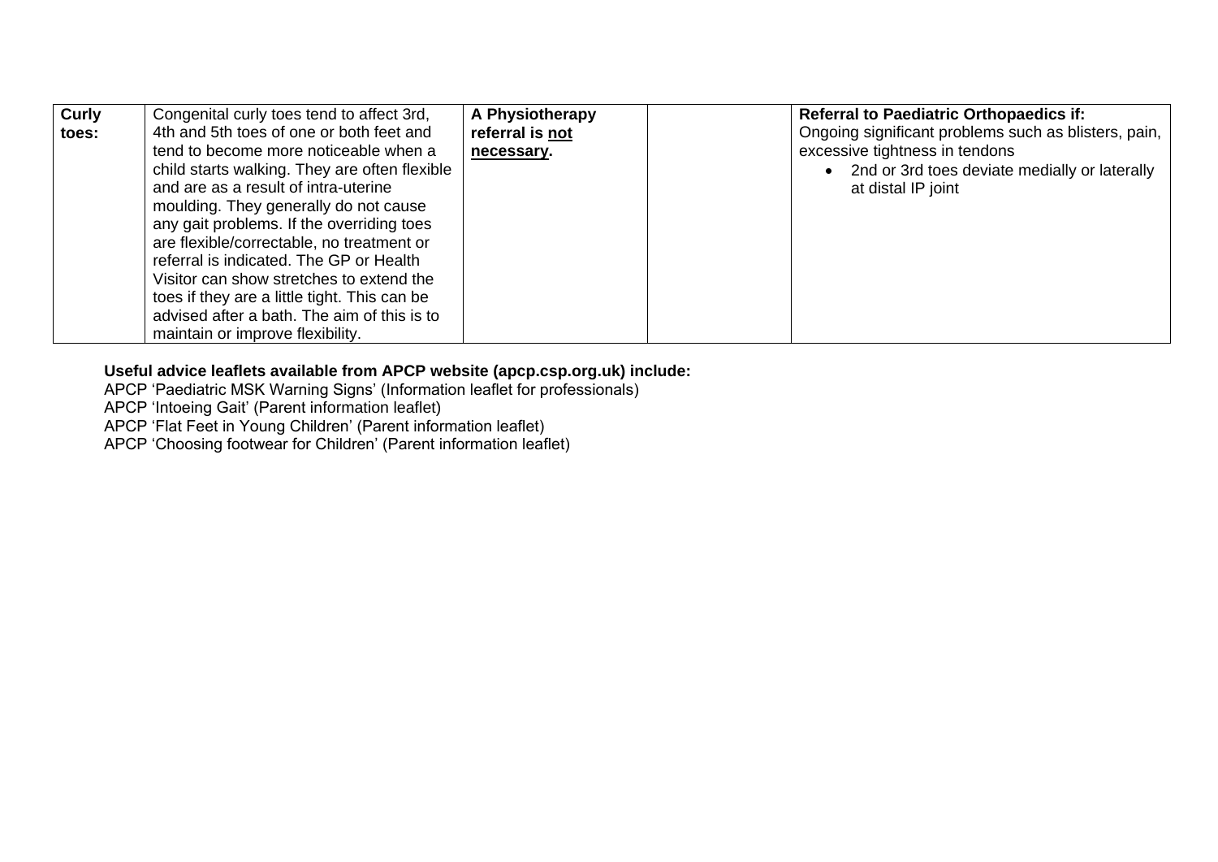| | | | | |
|---|---|---|---|---|
| **Curly toes:** | Congenital curly toes tend to affect 3rd, 4th and 5th toes of one or both feet and tend to become more noticeable when a child starts walking. They are often flexible and are as a result of intra-uterine moulding. They generally do not cause any gait problems. If the overriding toes are flexible/correctable, no treatment or referral is indicated. The GP or Health Visitor can show stretches to extend the toes if they are a little tight. This can be advised after a bath. The aim of this is to maintain or improve flexibility. | **A Physiotherapy referral is <u>not</u> <u>necessary</u>.** | | **Referral to Paediatric Orthopaedics if:**<br>Ongoing significant problems such as blisters, pain, excessive tightness in tendons<br>• 2nd or 3rd toes deviate medially or laterally at distal IP joint |

**Useful advice leaflets available from APCP website (apcp.csp.org.uk) include:**

APCP 'Paediatric MSK Warning Signs' (Information leaflet for professionals)
APCP 'Intoeing Gait' (Parent information leaflet)
APCP 'Flat Feet in Young Children' (Parent information leaflet)
APCP 'Choosing footwear for Children' (Parent information leaflet)